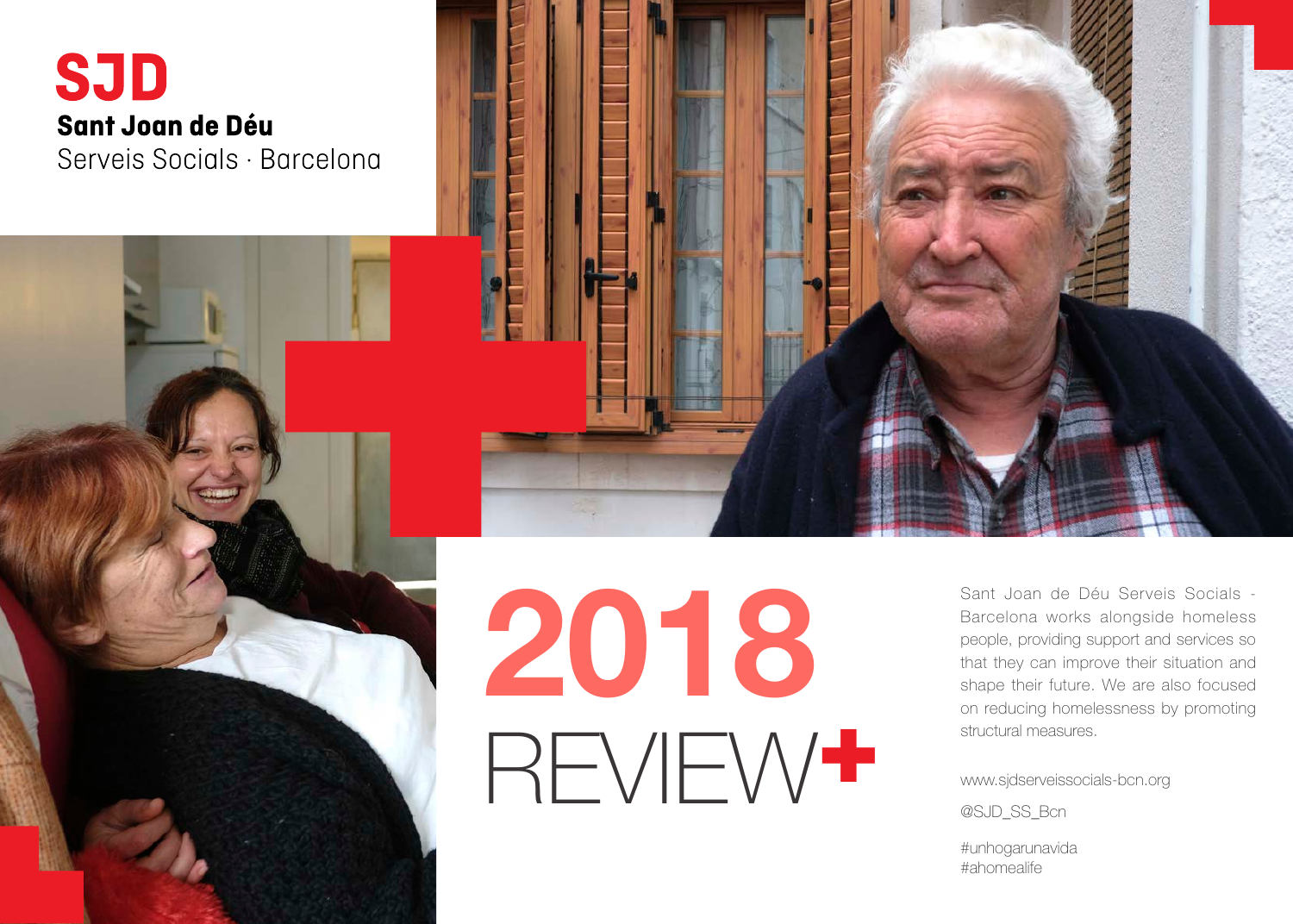# SJD

**Sant Joan de Déu**

Serveis Socials · Barcelona

# 2018 REVIEW+

Sant Joan de Déu Serveis Socials - Barcelona works alongside homeless people, providing support and services so that they can improve their situation and shape their future. We are also focused on reducing homelessness by promoting structural measures.

www.sjdserveissocials-bcn.org

@SJD_SS_Bcn

#unhogarunavida
#ahomealife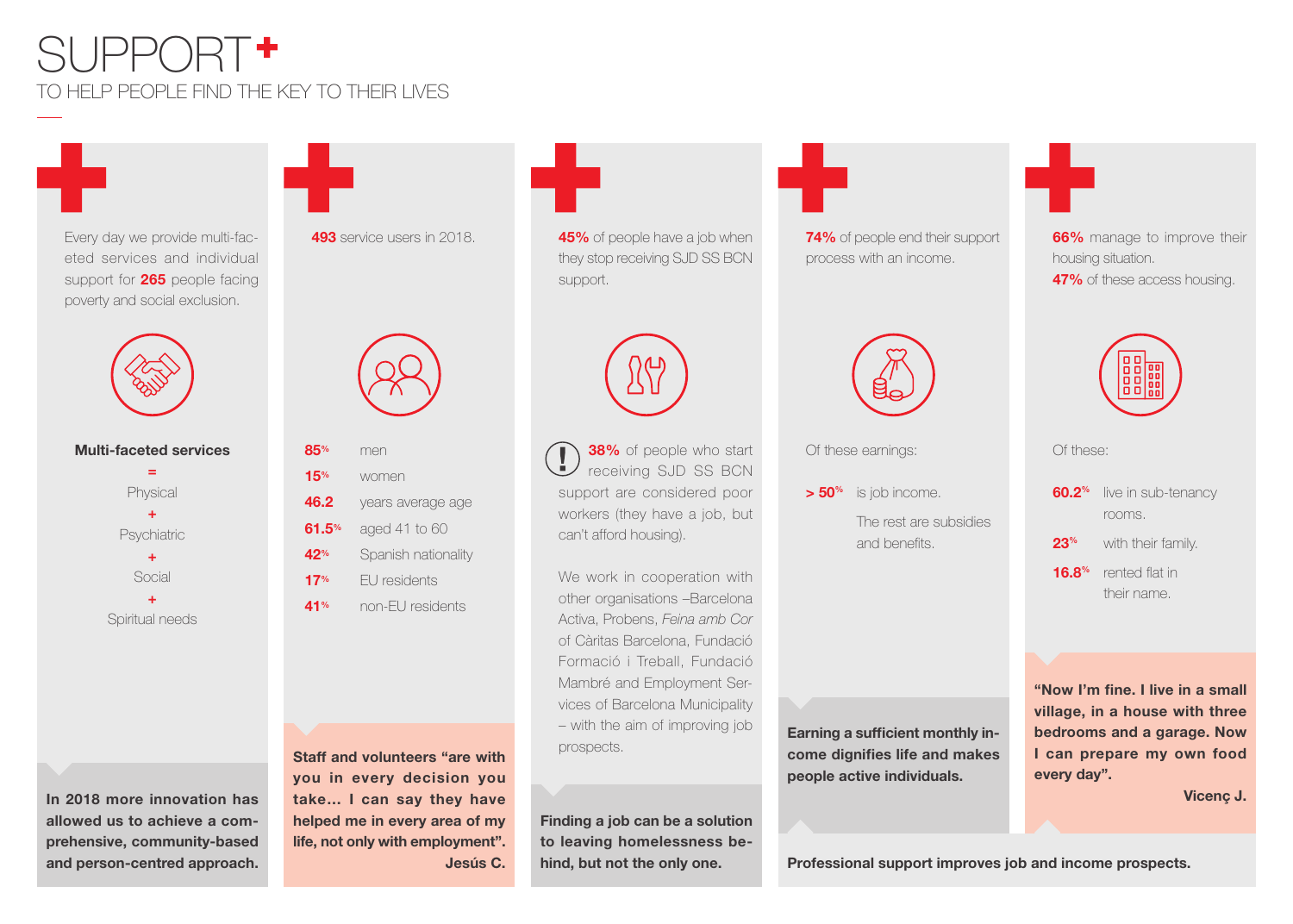# SUPPORT+

TO HELP PEOPLE FIND THE KEY TO THEIR LIVES

Every day we provide multi-faceted services and individual support for **265** people facing poverty and social exclusion.

**Multi-faceted services**

=

Physical

+

Psychiatric

+

Social

+

Spiritual needs

**In 2018 more innovation has allowed us to achieve a comprehensive, community-based and person-centred approach.**

**493** service users in 2018.

- **85%** men
- **15%** women
- **46.2** years average age
- **61.5%** aged 41 to 60
- **42%** Spanish nationality
- **17%** EU residents
- **41%** non-EU residents

**Staff and volunteers "are with you in every decision you take… I can say they have helped me in every area of my life, not only with employment".**

**Jesús C.**

**45%** of people have a job when they stop receiving SJD SS BCN support.

**38%** of people who start receiving SJD SS BCN support are considered poor workers (they have a job, but can't afford housing).

We work in cooperation with other organisations –Barcelona Activa, Probens, *Feina amb Cor* of Càritas Barcelona, Fundació Formació i Treball, Fundació Mambré and Employment Services of Barcelona Municipality – with the aim of improving job prospects.

**Finding a job can be a solution to leaving homelessness behind, but not the only one.**

**74%** of people end their support process with an income.

Of these earnings:

- **> 50%** is job income.

  The rest are subsidies and benefits.

**Earning a sufficient monthly income dignifies life and makes people active individuals.**

**66%** manage to improve their housing situation.
**47%** of these access housing.

Of these:

- **60.2%** live in sub-tenancy rooms.
- **23%** with their family.
- **16.8%** rented flat in their name.

**"Now I'm fine. I live in a small village, in a house with three bedrooms and a garage. Now I can prepare my own food every day".**

**Vicenç J.**

**Professional support improves job and income prospects.**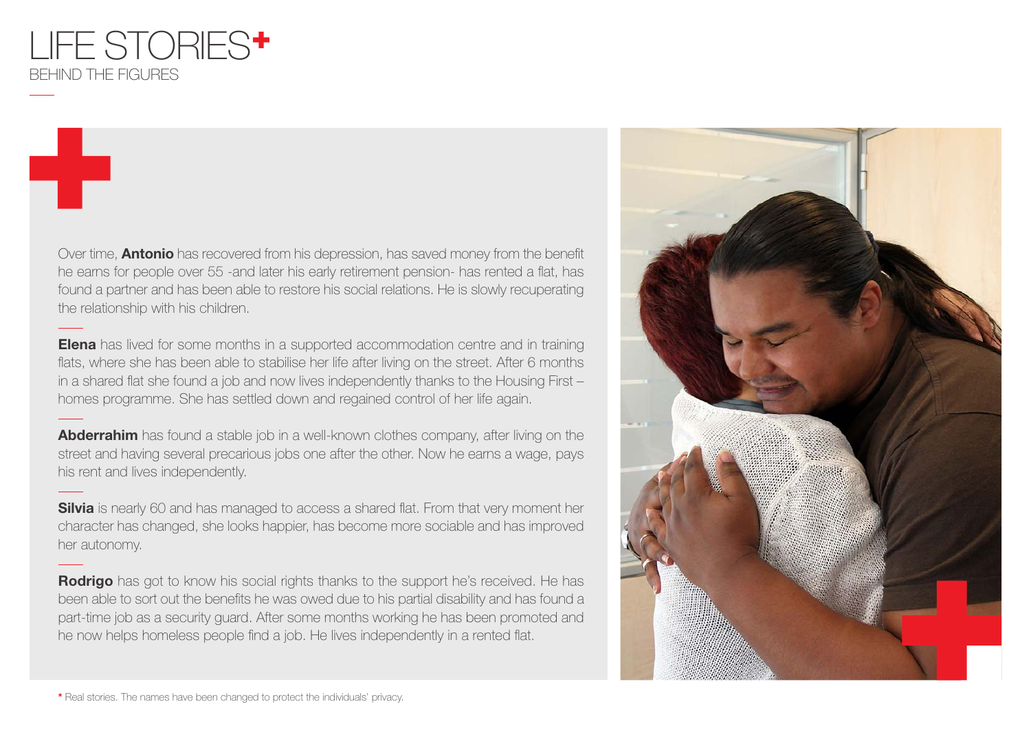# LIFE STORIES*

## BEHIND THE FIGURES

Over time, **Antonio** has recovered from his depression, has saved money from the benefit he earns for people over 55 -and later his early retirement pension- has rented a flat, has found a partner and has been able to restore his social relations. He is slowly recuperating the relationship with his children.

---

**Elena** has lived for some months in a supported accommodation centre and in training flats, where she has been able to stabilise her life after living on the street. After 6 months in a shared flat she found a job and now lives independently thanks to the Housing First – homes programme. She has settled down and regained control of her life again.

---

**Abderrahim** has found a stable job in a well-known clothes company, after living on the street and having several precarious jobs one after the other. Now he earns a wage, pays his rent and lives independently.

---

**Silvia** is nearly 60 and has managed to access a shared flat. From that very moment her character has changed, she looks happier, has become more sociable and has improved her autonomy.

---

**Rodrigo** has got to know his social rights thanks to the support he's received. He has been able to sort out the benefits he was owed due to his partial disability and has found a part-time job as a security guard. After some months working he has been promoted and he now helps homeless people find a job. He lives independently in a rented flat.

* Real stories. The names have been changed to protect the individuals' privacy.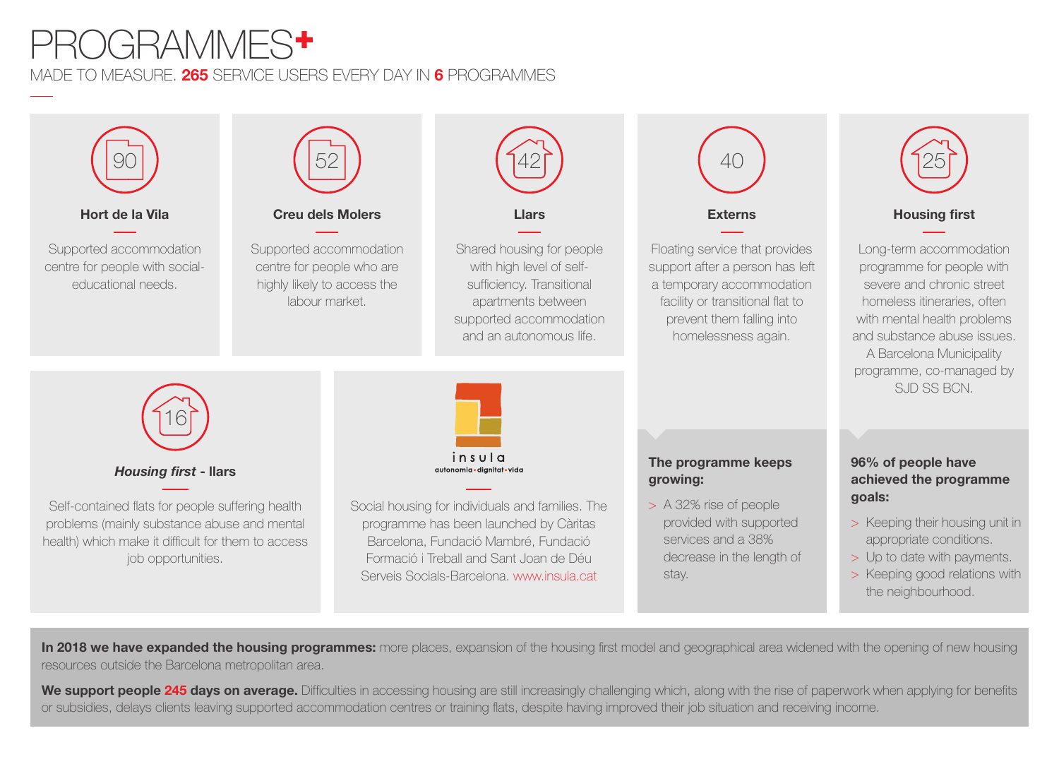# PROGRAMMES+

MADE TO MEASURE. **265** SERVICE USERS EVERY DAY IN **6** PROGRAMMES

90

### Hort de la Vila

Supported accommodation centre for people with social-educational needs.

52

### Creu dels Molers

Supported accommodation centre for people who are highly likely to access the labour market.

42

### Llars

Shared housing for people with high level of self-sufficiency. Transitional apartments between supported accommodation and an autonomous life.

40

### Externs

Floating service that provides support after a person has left a temporary accommodation facility or transitional flat to prevent them falling into homelessness again.

**The programme keeps growing:**

- A 32% rise of people provided with supported services and a 38% decrease in the length of stay.

25

### Housing first

Long-term accommodation programme for people with severe and chronic street homeless itineraries, often with mental health problems and substance abuse issues. A Barcelona Municipality programme, co-managed by SJD SS BCN.

**96% of people have achieved the programme goals:**

- Keeping their housing unit in appropriate conditions.
- Up to date with payments.
- Keeping good relations with the neighbourhood.

16

### *Housing first* - llars

Self-contained flats for people suffering health problems (mainly substance abuse and mental health) which make it difficult for them to access job opportunities.

insula

autonomia • dignitat • vida

Social housing for individuals and families. The programme has been launched by Càritas Barcelona, Fundació Mambré, Fundació Formació i Treball and Sant Joan de Déu Serveis Socials-Barcelona. www.insula.cat

**In 2018 we have expanded the housing programmes:** more places, expansion of the housing first model and geographical area widened with the opening of new housing resources outside the Barcelona metropolitan area.

**We support people 245 days on average.** Difficulties in accessing housing are still increasingly challenging which, along with the rise of paperwork when applying for benefits or subsidies, delays clients leaving supported accommodation centres or training flats, despite having improved their job situation and receiving income.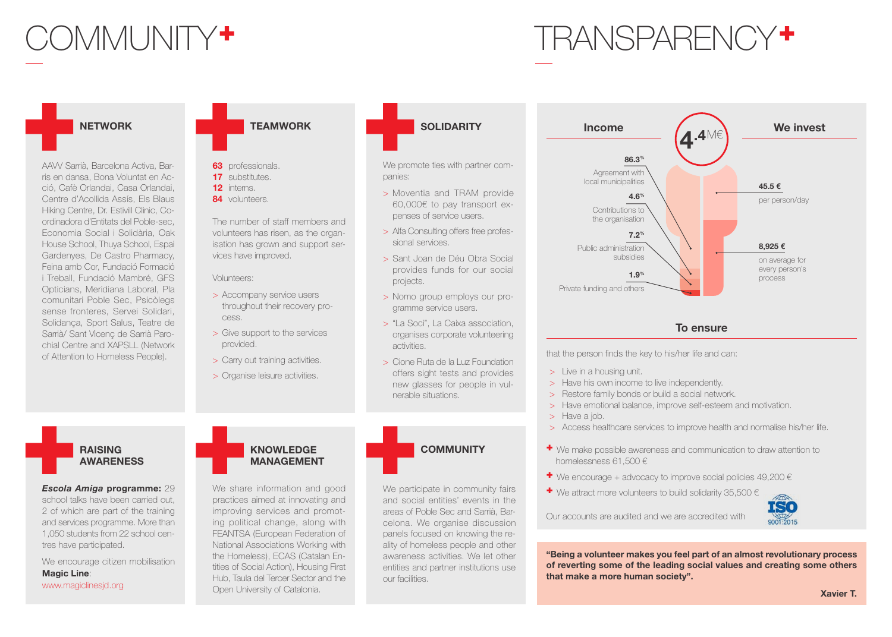# COMMUNITY+

## NETWORK

AAVV Sarrià, Barcelona Activa, Barris en dansa, Bona Voluntat en Acció, Cafè Orlandai, Casa Orlandai, Centre d'Acollida Assís, Els Blaus Hiking Centre, Dr. Estivill Clinic, Coordinadora d'Entitats del Poble-sec, Economia Social i Solidària, Oak House School, Thuya School, Espai Gardenyes, De Castro Pharmacy, Feina amb Cor, Fundació Formació i Treball, Fundació Mambré, GFS Opticians, Meridiana Laboral, Pla comunitari Poble Sec, Psicòlegs sense fronteres, Servei Solidari, Solidança, Sport Salus, Teatre de Sarrià/ Sant Vicenç de Sarrià Parochial Centre and XAPSLL (Network of Attention to Homeless People).

## TEAMWORK

**63** professionals.
**17** substitutes.
**12** interns.
**84** volunteers.

The number of staff members and volunteers has risen, as the organisation has grown and support services have improved.

Volunteers:

- > Accompany service users throughout their recovery process.
- > Give support to the services provided.
- > Carry out training activities.
- > Organise leisure activities.

## SOLIDARITY

We promote ties with partner companies:

- > Moventia and TRAM provide 60,000€ to pay transport expenses of service users.
- > Alfa Consulting offers free professional services.
- > Sant Joan de Déu Obra Social provides funds for our social projects.
- > Nomo group employs our programme service users.
- > "La Soci", La Caixa association, organises corporate volunteering activities.
- > Cione Ruta de la Luz Foundation offers sight tests and provides new glasses for people in vulnerable situations.

## RAISING AWARENESS

***Escola Amiga* programme:** 29 school talks have been carried out, 2 of which are part of the training and services programme. More than 1,050 students from 22 school centres have participated.

We encourage citizen mobilisation **Magic Line**: www.magiclinesjd.org

## KNOWLEDGE MANAGEMENT

We share information and good practices aimed at innovating and improving services and promoting political change, along with FEANTSA (European Federation of National Associations Working with the Homeless), ECAS (Catalan Entities of Social Action), Housing First Hub, Taula del Tercer Sector and the Open University of Catalonia.

## COMMUNITY

We participate in community fairs and social entities' events in the areas of Poble Sec and Sarrià, Barcelona. We organise discussion panels focused on knowing the reality of homeless people and other awareness activities. We let other entities and partner institutions use our facilities.

# TRANSPARENCY+

**Income**

4.4M€

**We invest**

86.3%
Agreement with local municipalities

4.6%
Contributions to the organisation

7.2%
Public administration subsidies

1.9%
Private funding and others

45.5 €
per person/day

8,925 €
on average for every person's process

### To ensure

that the person finds the key to his/her life and can:

- > Live in a housing unit.
- > Have his own income to live independently.
- > Restore family bonds or build a social network.
- > Have emotional balance, improve self-esteem and motivation.
- > Have a job.
- > Access healthcare services to improve health and normalise his/her life.

- + We make possible awareness and communication to draw attention to homelessness 61,500 €
- + We encourage + advocacy to improve social policies 49,200 €
- + We attract more volunteers to build solidarity 35,500 €

Our accounts are audited and we are accredited with ISO 9001:2015

**"Being a volunteer makes you feel part of an almost revolutionary process of reverting some of the leading social values and creating some others that make a more human society".**

**Xavier T.**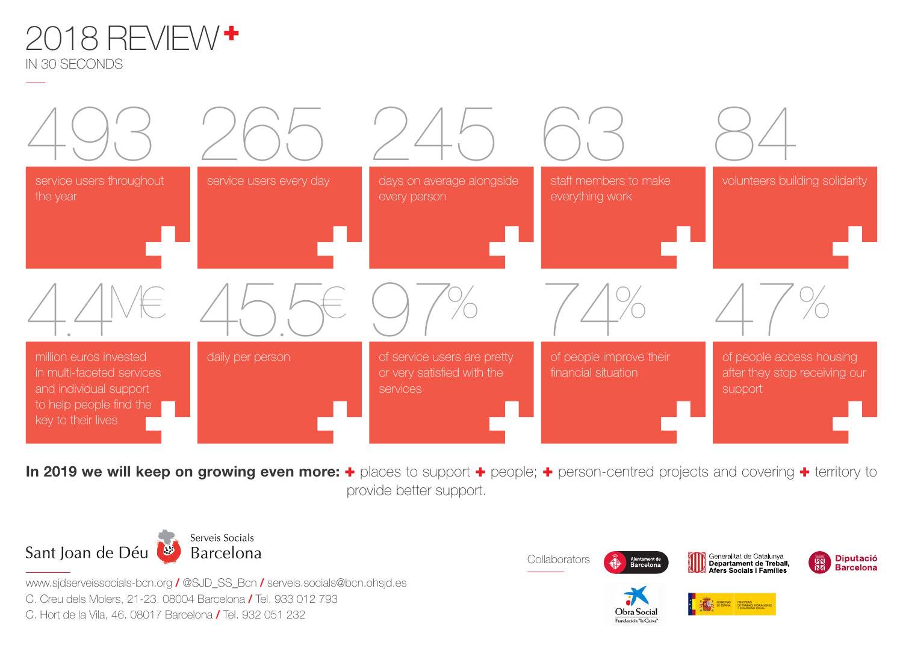# 2018 REVIEW✚

IN 30 SECONDS

**493** service users throughout the year

**265** service users every day

**245** days on average alongside every person

**63** staff members to make everything work

**84** volunteers building solidarity

**4.4M€** million euros invested in multi-faceted services and individual support to help people find the key to their lives

**45.5€** daily per person

**97%** of service users are pretty or very satisfied with the services

**74%** of people improve their financial situation

**47%** of people access housing after they stop receiving our support

**In 2019 we will keep on growing even more:** ✚ places to support ✚ people; ✚ person-centred projects and covering ✚ territory to provide better support.

Sant Joan de Déu Serveis Socials Barcelona

www.sjdserveissocials-bcn.org / @SJD_SS_Bcn / serveis.socials@bcn.ohsjd.es

C. Creu dels Molers, 21-23. 08004 Barcelona / Tel. 933 012 793

C. Hort de la Vila, 46. 08017 Barcelona / Tel. 932 051 232

Collaborators

Ajuntament de Barcelona

Generalitat de Catalunya Departament de Treball, Afers Socials i Famílies

Diputació Barcelona

Obra Social Fundación "la Caixa"

Gobierno de España Ministerio de Trabajo, Migraciones y Seguridad Social